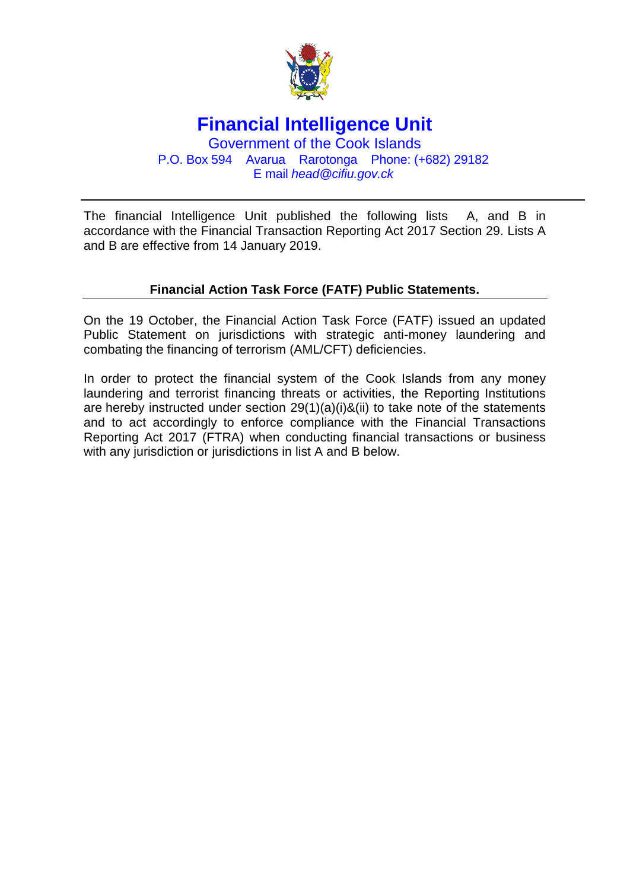# Financial Intelligence Unit

Government of the Cook Islands
P.O. Box 594 Avarua Rarotonga Phone: (+682) 29182
E mail *head@cifiu.gov.ck*

---

The financial Intelligence Unit published the following lists A, and B in accordance with the Financial Transaction Reporting Act 2017 Section 29. Lists A and B are effective from 14 January 2019.

## Financial Action Task Force (FATF) Public Statements.

On the 19 October, the Financial Action Task Force (FATF) issued an updated Public Statement on jurisdictions with strategic anti-money laundering and combating the financing of terrorism (AML/CFT) deficiencies.

In order to protect the financial system of the Cook Islands from any money laundering and terrorist financing threats or activities, the Reporting Institutions are hereby instructed under section 29(1)(a)(i)&(ii) to take note of the statements and to act accordingly to enforce compliance with the Financial Transactions Reporting Act 2017 (FTRA) when conducting financial transactions or business with any jurisdiction or jurisdictions in list A and B below.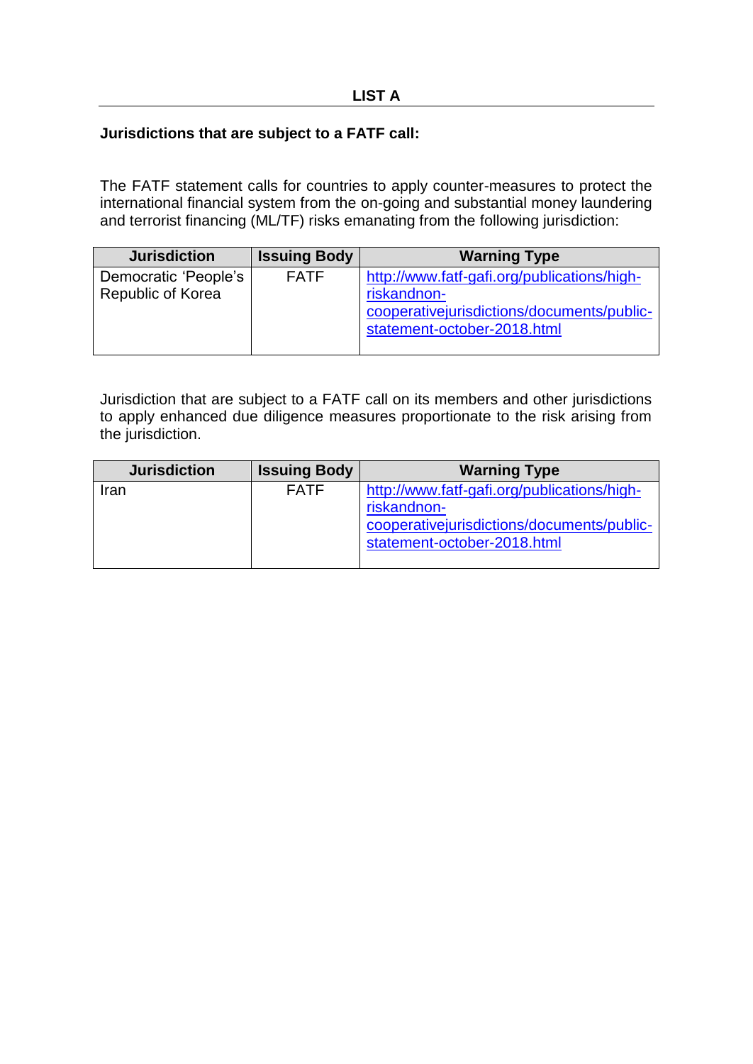## LIST A

**Jurisdictions that are subject to a FATF call:**

The FATF statement calls for countries to apply counter-measures to protect the international financial system from the on-going and substantial money laundering and terrorist financing (ML/TF) risks emanating from the following jurisdiction:

| Jurisdiction | Issuing Body | Warning Type |
|---|---|---|
| Democratic 'People's Republic of Korea | FATF | http://www.fatf-gafi.org/publications/high-riskandnon-cooperativejurisdictions/documents/public-statement-october-2018.html |

Jurisdiction that are subject to a FATF call on its members and other jurisdictions to apply enhanced due diligence measures proportionate to the risk arising from the jurisdiction.

| Jurisdiction | Issuing Body | Warning Type |
|---|---|---|
| Iran | FATF | http://www.fatf-gafi.org/publications/high-riskandnon-cooperativejurisdictions/documents/public-statement-october-2018.html |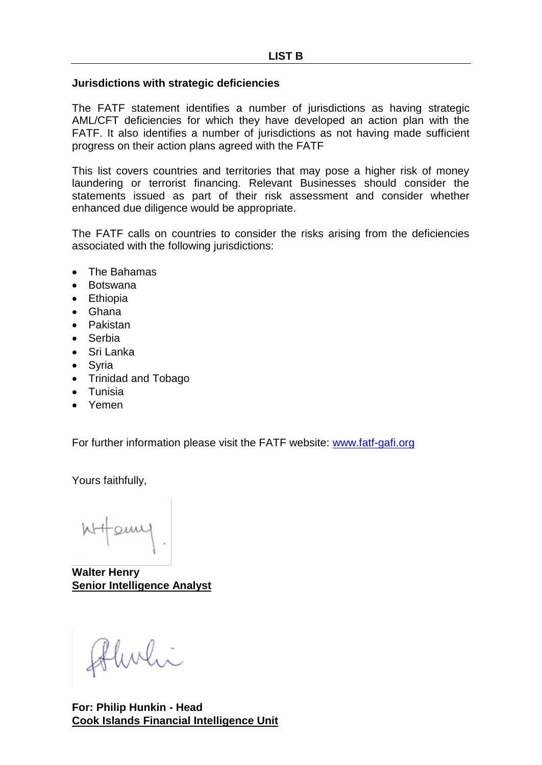## LIST B

### Jurisdictions with strategic deficiencies

The FATF statement identifies a number of jurisdictions as having strategic AML/CFT deficiencies for which they have developed an action plan with the FATF. It also identifies a number of jurisdictions as not having made sufficient progress on their action plans agreed with the FATF

This list covers countries and territories that may pose a higher risk of money laundering or terrorist financing. Relevant Businesses should consider the statements issued as part of their risk assessment and consider whether enhanced due diligence would be appropriate.

The FATF calls on countries to consider the risks arising from the deficiencies associated with the following jurisdictions:

- The Bahamas
- Botswana
- Ethiopia
- Ghana
- Pakistan
- Serbia
- Sri Lanka
- Syria
- Trinidad and Tobago
- Tunisia
- Yemen

For further information please visit the FATF website: www.fatf-gafi.org

Yours faithfully,

**Walter Henry**
**Senior Intelligence Analyst**

**For: Philip Hunkin - Head**
**Cook Islands Financial Intelligence Unit**